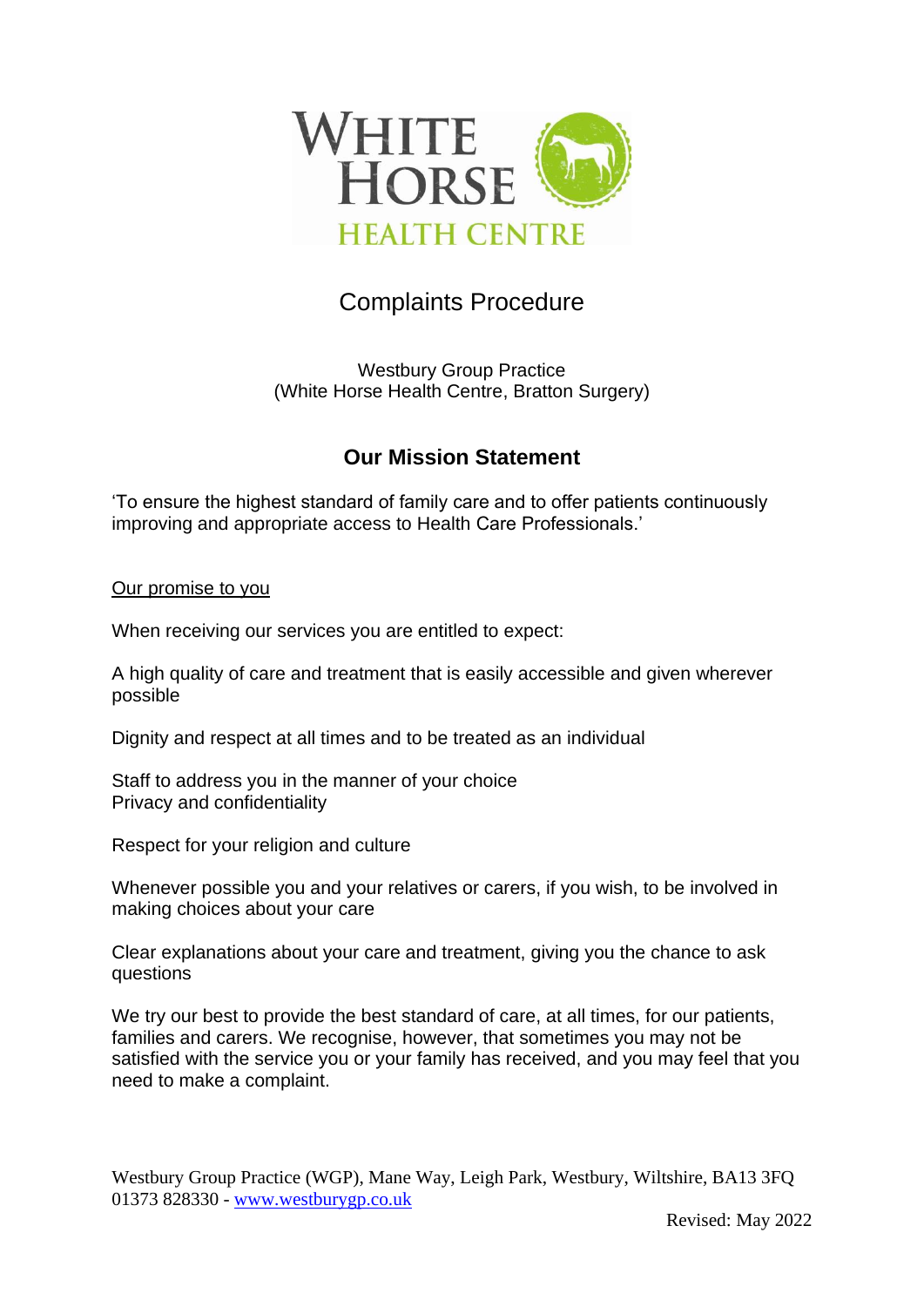WHITE HORSE HEALTH CENTRE

# Complaints Procedure

Westbury Group Practice
(White Horse Health Centre, Bratton Surgery)

## Our Mission Statement

'To ensure the highest standard of family care and to offer patients continuously improving and appropriate access to Health Care Professionals.'

<u>Our promise to you</u>

When receiving our services you are entitled to expect:

A high quality of care and treatment that is easily accessible and given wherever possible

Dignity and respect at all times and to be treated as an individual

Staff to address you in the manner of your choice
Privacy and confidentiality

Respect for your religion and culture

Whenever possible you and your relatives or carers, if you wish, to be involved in making choices about your care

Clear explanations about your care and treatment, giving you the chance to ask questions

We try our best to provide the best standard of care, at all times, for our patients, families and carers. We recognise, however, that sometimes you may not be satisfied with the service you or your family has received, and you may feel that you need to make a complaint.

Westbury Group Practice (WGP), Mane Way, Leigh Park, Westbury, Wiltshire, BA13 3FQ
01373 828330 - www.westburygp.co.uk

Revised: May 2022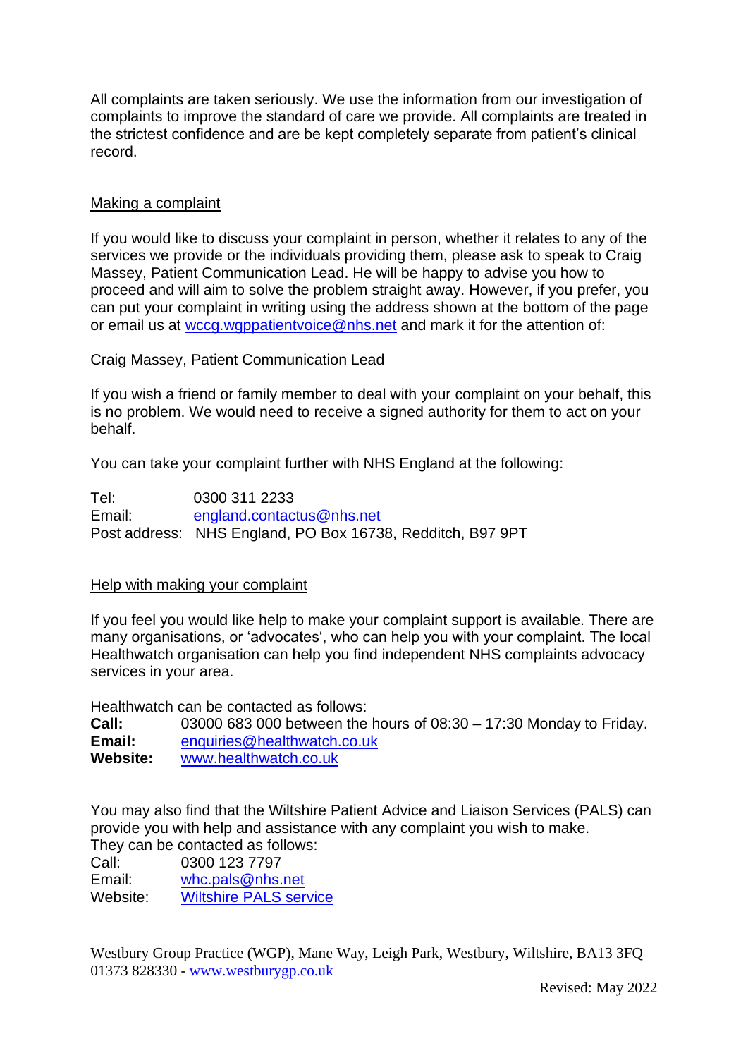All complaints are taken seriously. We use the information from our investigation of complaints to improve the standard of care we provide. All complaints are treated in the strictest confidence and are be kept completely separate from patient's clinical record.

## Making a complaint

If you would like to discuss your complaint in person, whether it relates to any of the services we provide or the individuals providing them, please ask to speak to Craig Massey, Patient Communication Lead. He will be happy to advise you how to proceed and will aim to solve the problem straight away. However, if you prefer, you can put your complaint in writing using the address shown at the bottom of the page or email us at wccg.wgppatientvoice@nhs.net and mark it for the attention of:

Craig Massey, Patient Communication Lead

If you wish a friend or family member to deal with your complaint on your behalf, this is no problem. We would need to receive a signed authority for them to act on your behalf.

You can take your complaint further with NHS England at the following:

Tel: 0300 311 2233
Email: england.contactus@nhs.net
Post address: NHS England, PO Box 16738, Redditch, B97 9PT

## Help with making your complaint

If you feel you would like help to make your complaint support is available. There are many organisations, or 'advocates', who can help you with your complaint. The local Healthwatch organisation can help you find independent NHS complaints advocacy services in your area.

Healthwatch can be contacted as follows:
**Call:** 03000 683 000 between the hours of 08:30 – 17:30 Monday to Friday.
**Email:** enquiries@healthwatch.co.uk
**Website:** www.healthwatch.co.uk

You may also find that the Wiltshire Patient Advice and Liaison Services (PALS) can provide you with help and assistance with any complaint you wish to make.
They can be contacted as follows:
Call: 0300 123 7797
Email: whc.pals@nhs.net
Website: Wiltshire PALS service

Westbury Group Practice (WGP), Mane Way, Leigh Park, Westbury, Wiltshire, BA13 3FQ
01373 828330 - www.westburygp.co.uk

Revised: May 2022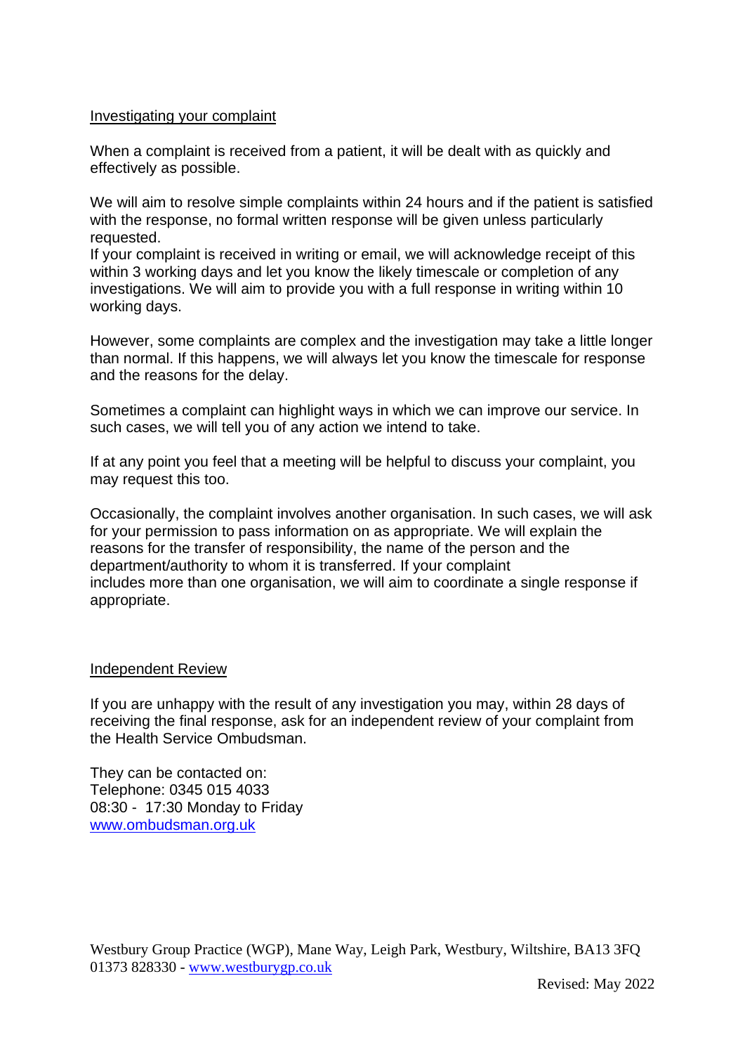## Investigating your complaint

When a complaint is received from a patient, it will be dealt with as quickly and effectively as possible.

We will aim to resolve simple complaints within 24 hours and if the patient is satisfied with the response, no formal written response will be given unless particularly requested.
If your complaint is received in writing or email, we will acknowledge receipt of this within 3 working days and let you know the likely timescale or completion of any investigations. We will aim to provide you with a full response in writing within 10 working days.

However, some complaints are complex and the investigation may take a little longer than normal. If this happens, we will always let you know the timescale for response and the reasons for the delay.

Sometimes a complaint can highlight ways in which we can improve our service. In such cases, we will tell you of any action we intend to take.

If at any point you feel that a meeting will be helpful to discuss your complaint, you may request this too.

Occasionally, the complaint involves another organisation. In such cases, we will ask for your permission to pass information on as appropriate. We will explain the reasons for the transfer of responsibility, the name of the person and the department/authority to whom it is transferred. If your complaint includes more than one organisation, we will aim to coordinate a single response if appropriate.

## Independent Review

If you are unhappy with the result of any investigation you may, within 28 days of receiving the final response, ask for an independent review of your complaint from the Health Service Ombudsman.

They can be contacted on:
Telephone: 0345 015 4033
08:30 - 17:30 Monday to Friday
www.ombudsman.org.uk

Westbury Group Practice (WGP), Mane Way, Leigh Park, Westbury, Wiltshire, BA13 3FQ
01373 828330 - www.westburygp.co.uk

Revised: May 2022